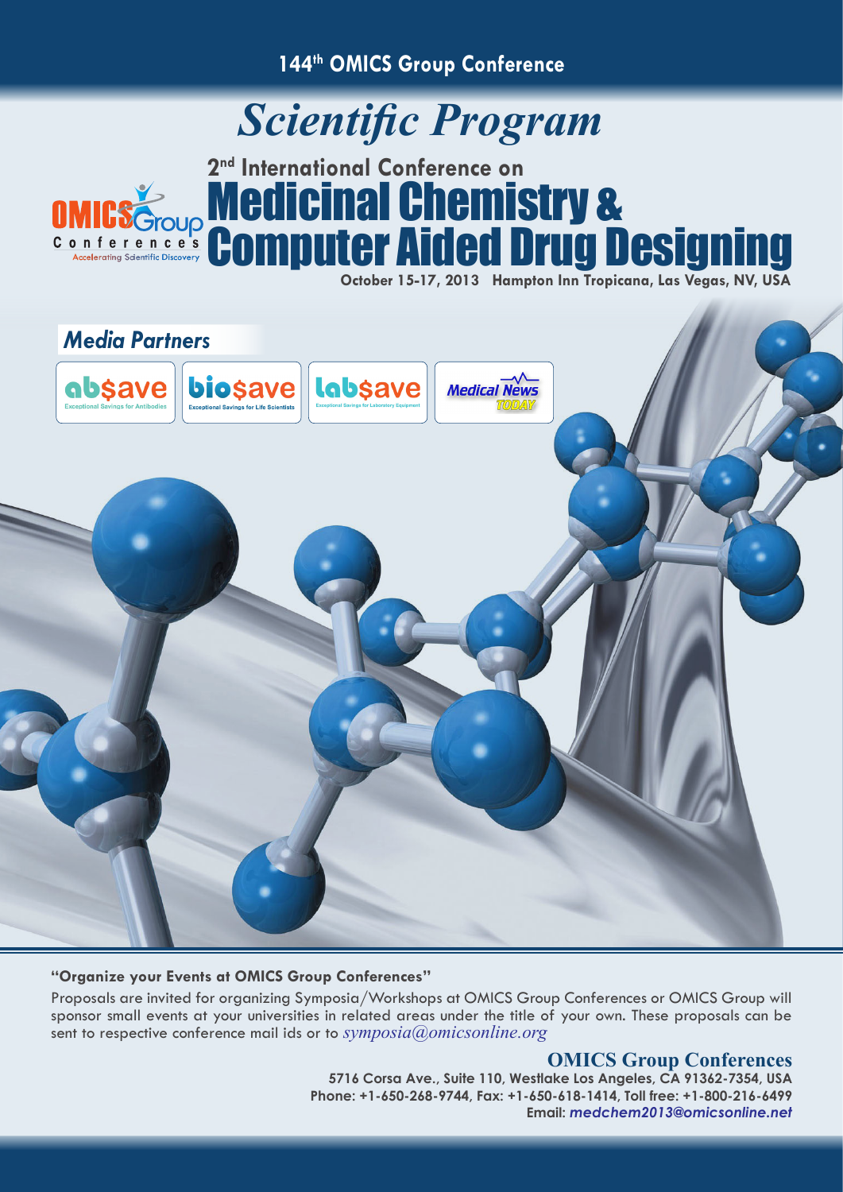**144th OMICS Group Conference**

# *Scientific Program*

## 2nd International Conference on Medicinal Chemistry & Computer Aided Drug Designing

**October 15-17, 2013 Hampton Inn Tropicana, Las Vegas, NV, USA**

OMICS Group Conferences
Accelerating Scientific Discovery

### *Media Partners*

absave — Exceptional Savings for Antibodies

biosave — Exceptional Savings for Life Scientists

labsave — Exceptional Savings for Laboratory Equipment

Medical News TODAY

**"Organize your Events at OMICS Group Conferences"**

Proposals are invited for organizing Symposia/Workshops at OMICS Group Conferences or OMICS Group will sponsor small events at your universities in related areas under the title of your own. These proposals can be sent to respective conference mail ids or to *symposia@omicsonline.org*

**OMICS Group Conferences**

**5716 Corsa Ave., Suite 110, Westlake Los Angeles, CA 91362-7354, USA**

**Phone: +1-650-268-9744, Fax: +1-650-618-1414, Toll free: +1-800-216-6499**

**Email: *medchem2013@omicsonline.net***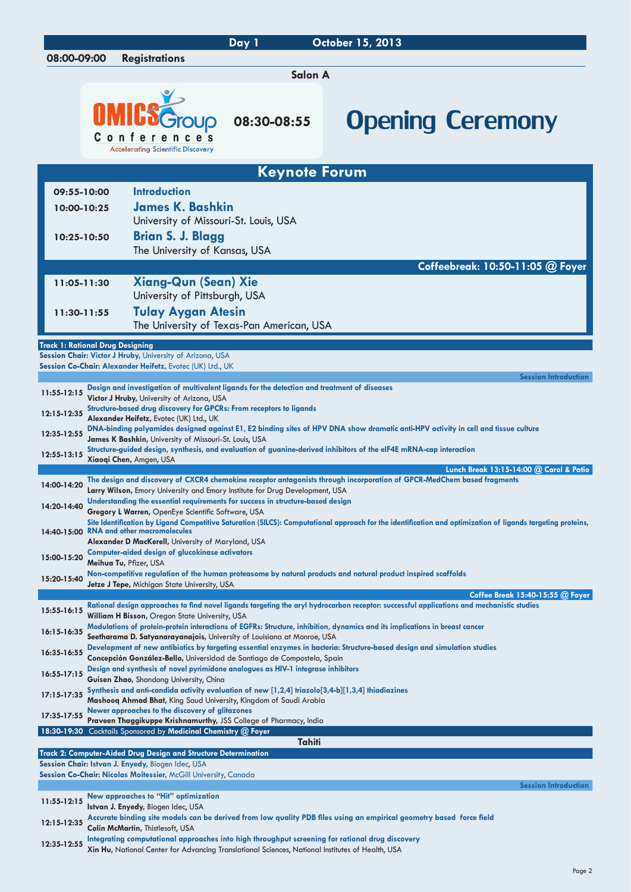## Day 1 — October 15, 2013

**08:00-09:00** **Registrations**

### Salon A

OMICS Group Conferences — Accelerating Scientific Discovery

**08:30-08:55** **Opening Ceremony**

## Keynote Forum

| Time | Speaker |
|---|---|
| 09:55-10:00 | **Introduction** |
| 10:00-10:25 | **James K. Bashkin**, University of Missouri-St. Louis, USA |
| 10:25-10:50 | **Brian S. J. Blagg**, The University of Kansas, USA |
| | **Coffeebreak: 10:50-11:05 @ Foyer** |
| 11:05-11:30 | **Xiang-Qun (Sean) Xie**, University of Pittsburgh, USA |
| 11:30-11:55 | **Tulay Aygan Atesin**, The University of Texas-Pan American, USA |

### Track 1: Rational Drug Designing

**Session Chair: Victor J Hruby**, University of Arizona, USA
**Session Co-Chair: Alexander Heifetz**, Evotec (UK) Ltd., UK

**Session Introduction**

| Time | Talk |
|---|---|
| 11:55-12:15 | **Design and investigation of multivalent ligands for the detection and treatment of diseases** — **Victor J Hruby**, University of Arizona, USA |
| 12:15-12:35 | **Structure-based drug discovery for GPCRs: From receptors to ligands** — **Alexander Heifetz**, Evotec (UK) Ltd., UK |
| 12:35-12:55 | **DNA-binding polyamides designed against E1, E2 binding sites of HPV DNA show dramatic anti-HPV activity in cell and tissue culture** — **James K Bashkin**, University of Missouri-St. Louis, USA |
| 12:55-13:15 | **Structure-guided design, synthesis, and evaluation of guanine-derived inhibitors of the eIF4E mRNA-cap interaction** — **Xiaoqi Chen**, Amgen, USA |
| | **Lunch Break 13:15-14:00 @ Carol & Patio** |
| 14:00-14:20 | **The design and discovery of CXCR4 chemokine receptor antagonists through incorporation of GPCR-MedChem based fragments** — **Larry Wilson**, Emory University and Emory Institute for Drug Development, USA |
| 14:20-14:40 | **Understanding the essential requirements for success in structure-based design** — **Gregory L Warren**, OpenEye Scientific Software, USA |
| 14:40-15:00 | **Site Identification by Ligand Competitive Saturation (SILCS): Computational approach for the identification and optimization of ligands targeting proteins, RNA and other macromolecules** — **Alexander D MacKerell**, University of Maryland, USA |
| 15:00-15:20 | **Computer-aided design of glucokinase activators** — **Meihua Tu**, Pfizer, USA |
| 15:20-15:40 | **Non-competitive regulation of the human proteasome by natural products and natural product inspired scaffolds** — **Jetze J Tepe**, Michigan State University, USA |
| | **Coffee Break 15:40-15:55 @ Foyer** |
| 15:55-16:15 | **Rational design approaches to find novel ligands targeting the aryl hydrocarbon receptor: successful applications and mechanistic studies** — **William H Bisson**, Oregon State University, USA |
| 16:15-16:35 | **Modulations of protein-protein interactions of EGFRs: Structure, inhibition, dynamics and its implications in breast cancer** — **Seetharama D. Satyanarayanajois**, University of Louisiana at Monroe, USA |
| 16:35-16:55 | **Development of new antibiotics by targeting essential enzymes in bacteria: Structure-based design and simulation studies** — **Concepción González-Bello**, Universidad de Santiago de Compostela, Spain |
| 16:55-17:15 | **Design and synthesis of novel pyrimidone analogues as HIV-1 integrase inhibitors** — **Guisen Zhao**, Shandong University, China |
| 17:15-17:35 | **Synthesis and anti-candida activity evaluation of new [1,2,4] triazolo[3,4-b][1,3,4] thiadiazines** — **Mashooq Ahmad Bhat**, King Saud University, Kingdom of Saudi Arabia |
| 17:35-17:55 | **Newer approaches to the discovery of glitazones** — **Praveen Thaggikuppe Krishnamurthy**, JSS College of Pharmacy, India |

**18:30-19:30** Cocktails Sponsored by **Medicinal Chemistry @ Foyer**

### Tahiti

### Track 2: Computer-Aided Drug Design and Structure Determination

**Session Chair: Istvan J. Enyedy**, Biogen Idec, USA
**Session Co-Chair: Nicolas Moitessier**, McGill University, Canada

**Session Introduction**

| Time | Talk |
|---|---|
| 11:55-12:15 | **New approaches to "Hit" optimization** — **Istvan J. Enyedy**, Biogen Idec, USA |
| 12:15-12:35 | **Accurate binding site models can be derived from low quality PDB files using an empirical geometry based force field** — **Colin McMartin**, Thistlesoft, USA |
| 12:35-12:55 | **Integrating computational approaches into high throughput screening for rational drug discovery** — **Xin Hu**, National Center for Advancing Translational Sciences, National Institutes of Health, USA |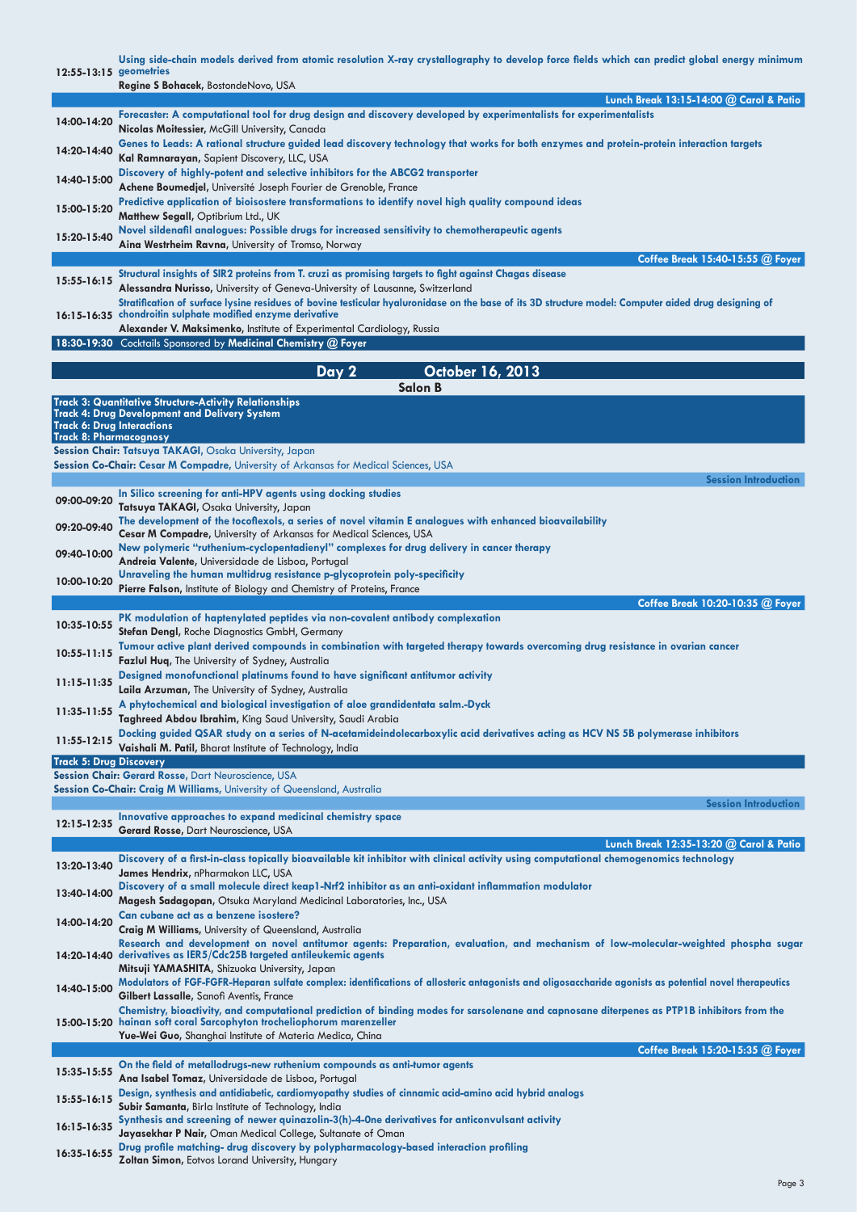**12:55-13:15** **Using side-chain models derived from atomic resolution X-ray crystallography to develop force fields which can predict global energy minimum geometries**
**Regine S Bohacek**, BostondeNovo, USA

**Lunch Break 13:15-14:00 @ Carol & Patio**

**14:00-14:20** **Forecaster: A computational tool for drug design and discovery developed by experimentalists for experimentalists**
**Nicolas Moitessier**, McGill University, Canada

**14:20-14:40** **Genes to Leads: A rational structure guided lead discovery technology that works for both enzymes and protein-protein interaction targets**
**Kal Ramnarayan**, Sapient Discovery, LLC, USA

**14:40-15:00** **Discovery of highly-potent and selective inhibitors for the ABCG2 transporter**
**Achene Boumedjel**, Université Joseph Fourier de Grenoble, France

**15:00-15:20** **Predictive application of bioisostere transformations to identify novel high quality compound ideas**
**Matthew Segall**, Optibrium Ltd., UK

**15:20-15:40** **Novel sildenafil analogues: Possible drugs for increased sensitivity to chemotherapeutic agents**
**Aina Westrheim Ravna**, University of Tromso, Norway

**Coffee Break 15:40-15:55 @ Foyer**

**15:55-16:15** **Structural insights of SIR2 proteins from T. cruzi as promising targets to fight against Chagas disease**
**Alessandra Nurisso**, University of Geneva-University of Lausanne, Switzerland

**16:15-16:35** **Stratification of surface lysine residues of bovine testicular hyaluronidase on the base of its 3D structure model: Computer aided drug designing of chondroitin sulphate modified enzyme derivative**
**Alexander V. Maksimenko**, Institute of Experimental Cardiology, Russia

**18:30-19:30** Cocktails Sponsored by **Medicinal Chemistry @ Foyer**

## Day 2 — October 16, 2013

### Salon B

**Track 3: Quantitative Structure-Activity Relationships**
**Track 4: Drug Development and Delivery System**
**Track 6: Drug Interactions**
**Track 8: Pharmacognosy**

**Session Chair: Tatsuya TAKAGI**, Osaka University, Japan
**Session Co-Chair: Cesar M Compadre**, University of Arkansas for Medical Sciences, USA

**Session Introduction**

**09:00-09:20** **In Silico screening for anti-HPV agents using docking studies**
**Tatsuya TAKAGI**, Osaka University, Japan

**09:20-09:40** **The development of the tocoflexols, a series of novel vitamin E analogues with enhanced bioavailability**
**Cesar M Compadre**, University of Arkansas for Medical Sciences, USA

**09:40-10:00** **New polymeric "ruthenium-cyclopentadienyl" complexes for drug delivery in cancer therapy**
**Andreia Valente**, Universidade de Lisboa, Portugal

**10:00-10:20** **Unraveling the human multidrug resistance p-glycoprotein poly-specificity**
**Pierre Falson**, Institute of Biology and Chemistry of Proteins, France

**Coffee Break 10:20-10:35 @ Foyer**

**10:35-10:55** **PK modulation of haptenylated peptides via non-covalent antibody complexation**
**Stefan Dengl**, Roche Diagnostics GmbH, Germany

**10:55-11:15** **Tumour active plant derived compounds in combination with targeted therapy towards overcoming drug resistance in ovarian cancer**
**Fazlul Huq**, The University of Sydney, Australia

**11:15-11:35** **Designed monofunctional platinums found to have significant antitumor activity**
**Laila Arzuman**, The University of Sydney, Australia

**11:35-11:55** **A phytochemical and biological investigation of aloe grandidentata salm.-Dyck**
**Taghreed Abdou Ibrahim**, King Saud University, Saudi Arabia

**11:55-12:15** **Docking guided QSAR study on a series of N-acetamideindolecarboxylic acid derivatives acting as HCV NS 5B polymerase inhibitors**
**Vaishali M. Patil**, Bharat Institute of Technology, India

**Track 5: Drug Discovery**

**Session Chair: Gerard Rosse**, Dart Neuroscience, USA
**Session Co-Chair: Craig M Williams**, University of Queensland, Australia

**Session Introduction**

**12:15-12:35** **Innovative approaches to expand medicinal chemistry space**
**Gerard Rosse**, Dart Neuroscience, USA

**Lunch Break 12:35-13:20 @ Carol & Patio**

**13:20-13:40** **Discovery of a first-in-class topically bioavailable kit inhibitor with clinical activity using computational chemogenomics technology**
**James Hendrix**, nPharmakon LLC, USA

**13:40-14:00** **Discovery of a small molecule direct keap1-Nrf2 inhibitor as an anti-oxidant inflammation modulator**
**Magesh Sadagopan**, Otsuka Maryland Medicinal Laboratories, Inc., USA

**14:00-14:20** **Can cubane act as a benzene isostere?**
**Craig M Williams**, University of Queensland, Australia

**14:20-14:40** **Research and development on novel antitumor agents: Preparation, evaluation, and mechanism of low-molecular-weighted phospha sugar derivatives as IER5/Cdc25B targeted antileukemic agents**
**Mitsuji YAMASHITA**, Shizuoka University, Japan

**14:40-15:00** **Modulators of FGF-FGFR-Heparan sulfate complex: identifications of allosteric antagonists and oligosaccharide agonists as potential novel therapeutics**
**Gilbert Lassalle**, Sanofi Aventis, France

**15:00-15:20** **Chemistry, bioactivity, and computational prediction of binding modes for sarsolenane and capnosane diterpenes as PTP1B inhibitors from the hainan soft coral Sarcophyton trocheliophorum marenzeller**
**Yue-Wei Guo**, Shanghai Institute of Materia Medica, China

**Coffee Break 15:20-15:35 @ Foyer**

**15:35-15:55** **On the field of metallodrugs-new ruthenium compounds as anti-tumor agents**
**Ana Isabel Tomaz**, Universidade de Lisboa, Portugal

**15:55-16:15** **Design, synthesis and antidiabetic, cardiomyopathy studies of cinnamic acid-amino acid hybrid analogs**
**Subir Samanta**, Birla Institute of Technology, India

**16:15-16:35** **Synthesis and screening of newer quinazolin-3(h)-4-0ne derivatives for anticonvulsant activity**
**Jayasekhar P Nair**, Oman Medical College, Sultanate of Oman

**16:35-16:55** **Drug profile matching- drug discovery by polypharmacology-based interaction profiling**
**Zoltan Simon**, Eotvos Lorand University, Hungary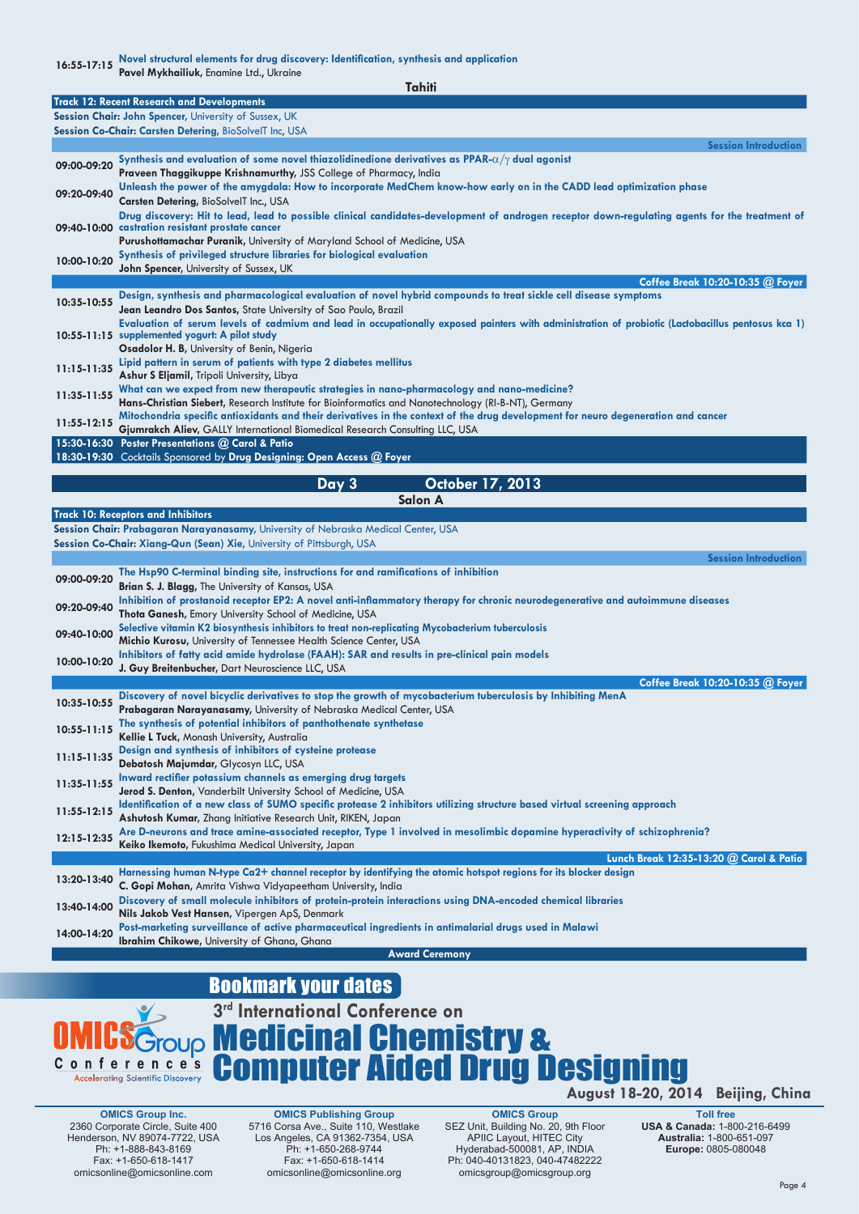**16:55-17:15** **Novel structural elements for drug discovery: Identification, synthesis and application**
**Pavel Mykhailiuk**, Enamine Ltd., Ukraine

### Tahiti

**Track 12: Recent Research and Developments**

**Session Chair: John Spencer**, University of Sussex, UK
**Session Co-Chair: Carsten Detering**, BioSolveIT Inc, USA

**Session Introduction**

**09:00-09:20** **Synthesis and evaluation of some novel thiazolidinedione derivatives as PPAR-$\alpha/\gamma$ dual agonist**
**Praveen Thaggikuppe Krishnamurthy**, JSS College of Pharmacy, India

**09:20-09:40** **Unleash the power of the amygdala: How to incorporate MedChem know-how early on in the CADD lead optimization phase**
**Carsten Detering**, BioSolveIT Inc., USA

**09:40-10:00** **Drug discovery: Hit to lead, lead to possible clinical candidates-development of androgen receptor down-regulating agents for the treatment of castration resistant prostate cancer**
**Purushottamachar Puranik**, University of Maryland School of Medicine, USA

**10:00-10:20** **Synthesis of privileged structure libraries for biological evaluation**
**John Spencer**, University of Sussex, UK

**Coffee Break 10:20-10:35 @ Foyer**

**10:35-10:55** **Design, synthesis and pharmacological evaluation of novel hybrid compounds to treat sickle cell disease symptoms**
**Jean Leandro Dos Santos**, State University of Sao Paulo, Brazil

**10:55-11:15** **Evaluation of serum levels of cadmium and lead in occupationally exposed painters with administration of probiotic (Lactobacillus pentosus kca 1) supplemented yogurt: A pilot study**
**Osadolor H. B**, University of Benin, Nigeria

**11:15-11:35** **Lipid pattern in serum of patients with type 2 diabetes mellitus**
**Ashur S Eljamil**, Tripoli University, Libya

**11:35-11:55** **What can we expect from new therapeutic strategies in nano-pharmacology and nano-medicine?**
**Hans-Christian Siebert**, Research Institute for Bioinformatics and Nanotechnology (RI-B-NT), Germany

**11:55-12:15** **Mitochondria specific antioxidants and their derivatives in the context of the drug development for neuro degeneration and cancer**
**Gjumrakch Aliev**, GALLY International Biomedical Research Consulting LLC, USA

**15:30-16:30 Poster Presentations @ Carol & Patio**

**18:30-19:30** Cocktails Sponsored by **Drug Designing: Open Access @ Foyer**

## Day 3 — October 17, 2013

### Salon A

**Track 10: Receptors and Inhibitors**

**Session Chair: Prabagaran Narayanasamy**, University of Nebraska Medical Center, USA
**Session Co-Chair: Xiang-Qun (Sean) Xie**, University of Pittsburgh, USA

**Session Introduction**

**09:00-09:20** **The Hsp90 C-terminal binding site, instructions for and ramifications of inhibition**
**Brian S. J. Blagg**, The University of Kansas, USA

**09:20-09:40** **Inhibition of prostanoid receptor EP2: A novel anti-inflammatory therapy for chronic neurodegenerative and autoimmune diseases**
**Thota Ganesh**, Emory University School of Medicine, USA

**09:40-10:00** **Selective vitamin K2 biosynthesis inhibitors to treat non-replicating Mycobacterium tuberculosis**
**Michio Kurosu**, University of Tennessee Health Science Center, USA

**10:00-10:20** **Inhibitors of fatty acid amide hydrolase (FAAH): SAR and results in pre-clinical pain models**
**J. Guy Breitenbucher**, Dart Neuroscience LLC, USA

**Coffee Break 10:20-10:35 @ Foyer**

**10:35-10:55** **Discovery of novel bicyclic derivatives to stop the growth of mycobacterium tuberculosis by Inhibiting MenA**
**Prabagaran Narayanasamy**, University of Nebraska Medical Center, USA

**10:55-11:15** **The synthesis of potential inhibitors of panthothenate synthetase**
**Kellie L Tuck**, Monash University, Australia

**11:15-11:35** **Design and synthesis of inhibitors of cysteine protease**
**Debatosh Majumdar**, Glycosyn LLC, USA

**11:35-11:55** **Inward rectifier potassium channels as emerging drug targets**
**Jerod S. Denton**, Vanderbilt University School of Medicine, USA

**11:55-12:15** **Identification of a new class of SUMO specific protease 2 inhibitors utilizing structure based virtual screening approach**
**Ashutosh Kumar**, Zhang Initiative Research Unit, RIKEN, Japan

**12:15-12:35** **Are D-neurons and trace amine-associated receptor, Type 1 involved in mesolimbic dopamine hyperactivity of schizophrenia?**
**Keiko Ikemoto**, Fukushima Medical University, Japan

**Lunch Break 12:35-13:20 @ Carol & Patio**

**13:20-13:40** **Harnessing human N-type Ca2+ channel receptor by identifying the atomic hotspot regions for its blocker design**
**C. Gopi Mohan**, Amrita Vishwa Vidyapeetham University, India

**13:40-14:00** **Discovery of small molecule inhibitors of protein-protein interactions using DNA-encoded chemical libraries**
**Nils Jakob Vest Hansen**, Vipergen ApS, Denmark

**14:00-14:20** **Post-marketing surveillance of active pharmaceutical ingredients in antimalarial drugs used in Malawi**
**Ibrahim Chikowe**, University of Ghana, Ghana

**Award Ceremony**

## Bookmark your dates

OMICS Group Conferences — Accelerating Scientific Discovery

### 3rd International Conference on Medicinal Chemistry & Computer Aided Drug Designing

**August 18-20, 2014 Beijing, China**

**OMICS Group Inc.**
2360 Corporate Circle, Suite 400
Henderson, NV 89074-7722, USA
Ph: +1-888-843-8169
Fax: +1-650-618-1417
omicsonline@omicsonline.com

**OMICS Publishing Group**
5716 Corsa Ave., Suite 110, Westlake
Los Angeles, CA 91362-7354, USA
Ph: +1-650-268-9744
Fax: +1-650-618-1414
omicsonline@omicsonline.org

**OMICS Group**
SEZ Unit, Building No. 20, 9th Floor
APIIC Layout, HITEC City
Hyderabad-500081, AP, INDIA
Ph: 040-40131823, 040-47482222
omicsgroup@omicsgroup.org

**Toll free**
**USA & Canada:** 1-800-216-6499
**Australia:** 1-800-651-097
**Europe:** 0805-080048